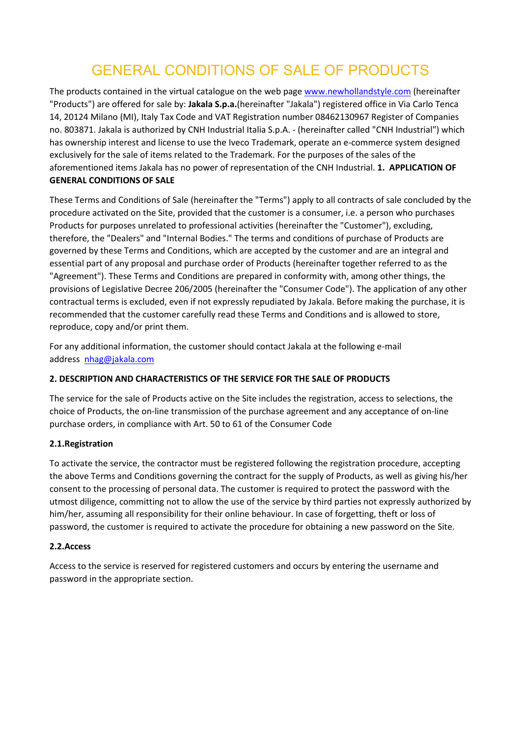# GENERAL CONDITIONS OF SALE OF PRODUCTS

The products contained in the virtual catalogue on the web page [www.newhollandstyle.com](http://www.newhollandstyle.com) (hereinafter "Products") are offered for sale by: **Jakala S.p.a.**(hereinafter "Jakala") registered office in Via Carlo Tenca 14, 20124 Milano (MI), Italy Tax Code and VAT Registration number 08462130967 Register of Companies no. 803871. Jakala is authorized by CNH Industrial Italia S.p.A. - (hereinafter called "CNH Industrial") which has ownership interest and license to use the Iveco Trademark, operate an e-commerce system designed exclusively for the sale of items related to the Trademark. For the purposes of the sales of the aforementioned items Jakala has no power of representation of the CNH Industrial.

**1. APPLICATION OF GENERAL CONDITIONS OF SALE**

These Terms and Conditions of Sale (hereinafter the "Terms") apply to all contracts of sale concluded by the procedure activated on the Site, provided that the customer is a consumer, i.e. a person who purchases Products for purposes unrelated to professional activities (hereinafter the "Customer"), excluding, therefore, the "Dealers" and "Internal Bodies." The terms and conditions of purchase of Products are governed by these Terms and Conditions, which are accepted by the customer and are an integral and essential part of any proposal and purchase order of Products (hereinafter together referred to as the "Agreement"). These Terms and Conditions are prepared in conformity with, among other things, the provisions of Legislative Decree 206/2005 (hereinafter the "Consumer Code"). The application of any other contractual terms is excluded, even if not expressly repudiated by Jakala. Before making the purchase, it is recommended that the customer carefully read these Terms and Conditions and is allowed to store, reproduce, copy and/or print them.

For any additional information, the customer should contact Jakala at the following e-mail address [nhag@jakala.com](mailto:nhag@jakala.com)

**2. DESCRIPTION AND CHARACTERISTICS OF THE SERVICE FOR THE SALE OF PRODUCTS**

The service for the sale of Products active on the Site includes the registration, access to selections, the choice of Products, the on-line transmission of the purchase agreement and any acceptance of on-line purchase orders, in compliance with Art. 50 to 61 of the Consumer Code

**2.1.Registration**

To activate the service, the contractor must be registered following the registration procedure, accepting the above Terms and Conditions governing the contract for the supply of Products, as well as giving his/her consent to the processing of personal data. The customer is required to protect the password with the utmost diligence, committing not to allow the use of the service by third parties not expressly authorized by him/her, assuming all responsibility for their online behaviour. In case of forgetting, theft or loss of password, the customer is required to activate the procedure for obtaining a new password on the Site.

**2.2.Access**

Access to the service is reserved for registered customers and occurs by entering the username and password in the appropriate section.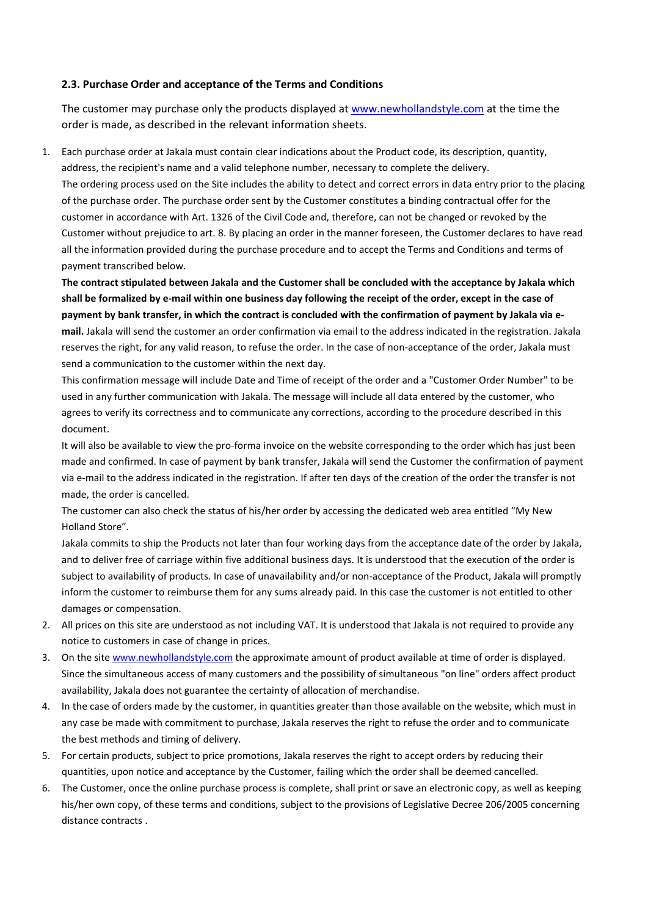### 2.3. Purchase Order and acceptance of the Terms and Conditions

The customer may purchase only the products displayed at www.newhollandstyle.com at the time the order is made, as described in the relevant information sheets.

1. Each purchase order at Jakala must contain clear indications about the Product code, its description, quantity, address, the recipient's name and a valid telephone number, necessary to complete the delivery.
   The ordering process used on the Site includes the ability to detect and correct errors in data entry prior to the placing of the purchase order. The purchase order sent by the Customer constitutes a binding contractual offer for the customer in accordance with Art. 1326 of the Civil Code and, therefore, can not be changed or revoked by the Customer without prejudice to art. 8. By placing an order in the manner foreseen, the Customer declares to have read all the information provided during the purchase procedure and to accept the Terms and Conditions and terms of payment transcribed below.
   **The contract stipulated between Jakala and the Customer shall be concluded with the acceptance by Jakala which shall be formalized by e-mail within one business day following the receipt of the order, except in the case of payment by bank transfer, in which the contract is concluded with the confirmation of payment by Jakala via e-mail.** Jakala will send the customer an order confirmation via email to the address indicated in the registration. Jakala reserves the right, for any valid reason, to refuse the order. In the case of non-acceptance of the order, Jakala must send a communication to the customer within the next day.
   This confirmation message will include Date and Time of receipt of the order and a "Customer Order Number" to be used in any further communication with Jakala. The message will include all data entered by the customer, who agrees to verify its correctness and to communicate any corrections, according to the procedure described in this document.
   It will also be available to view the pro-forma invoice on the website corresponding to the order which has just been made and confirmed. In case of payment by bank transfer, Jakala will send the Customer the confirmation of payment via e-mail to the address indicated in the registration. If after ten days of the creation of the order the transfer is not made, the order is cancelled.
   The customer can also check the status of his/her order by accessing the dedicated web area entitled "My New Holland Store".
   Jakala commits to ship the Products not later than four working days from the acceptance date of the order by Jakala, and to deliver free of carriage within five additional business days. It is understood that the execution of the order is subject to availability of products. In case of unavailability and/or non-acceptance of the Product, Jakala will promptly inform the customer to reimburse them for any sums already paid. In this case the customer is not entitled to other damages or compensation.
2. All prices on this site are understood as not including VAT. It is understood that Jakala is not required to provide any notice to customers in case of change in prices.
3. On the site www.newhollandstyle.com the approximate amount of product available at time of order is displayed. Since the simultaneous access of many customers and the possibility of simultaneous "on line" orders affect product availability, Jakala does not guarantee the certainty of allocation of merchandise.
4. In the case of orders made by the customer, in quantities greater than those available on the website, which must in any case be made with commitment to purchase, Jakala reserves the right to refuse the order and to communicate the best methods and timing of delivery.
5. For certain products, subject to price promotions, Jakala reserves the right to accept orders by reducing their quantities, upon notice and acceptance by the Customer, failing which the order shall be deemed cancelled.
6. The Customer, once the online purchase process is complete, shall print or save an electronic copy, as well as keeping his/her own copy, of these terms and conditions, subject to the provisions of Legislative Decree 206/2005 concerning distance contracts .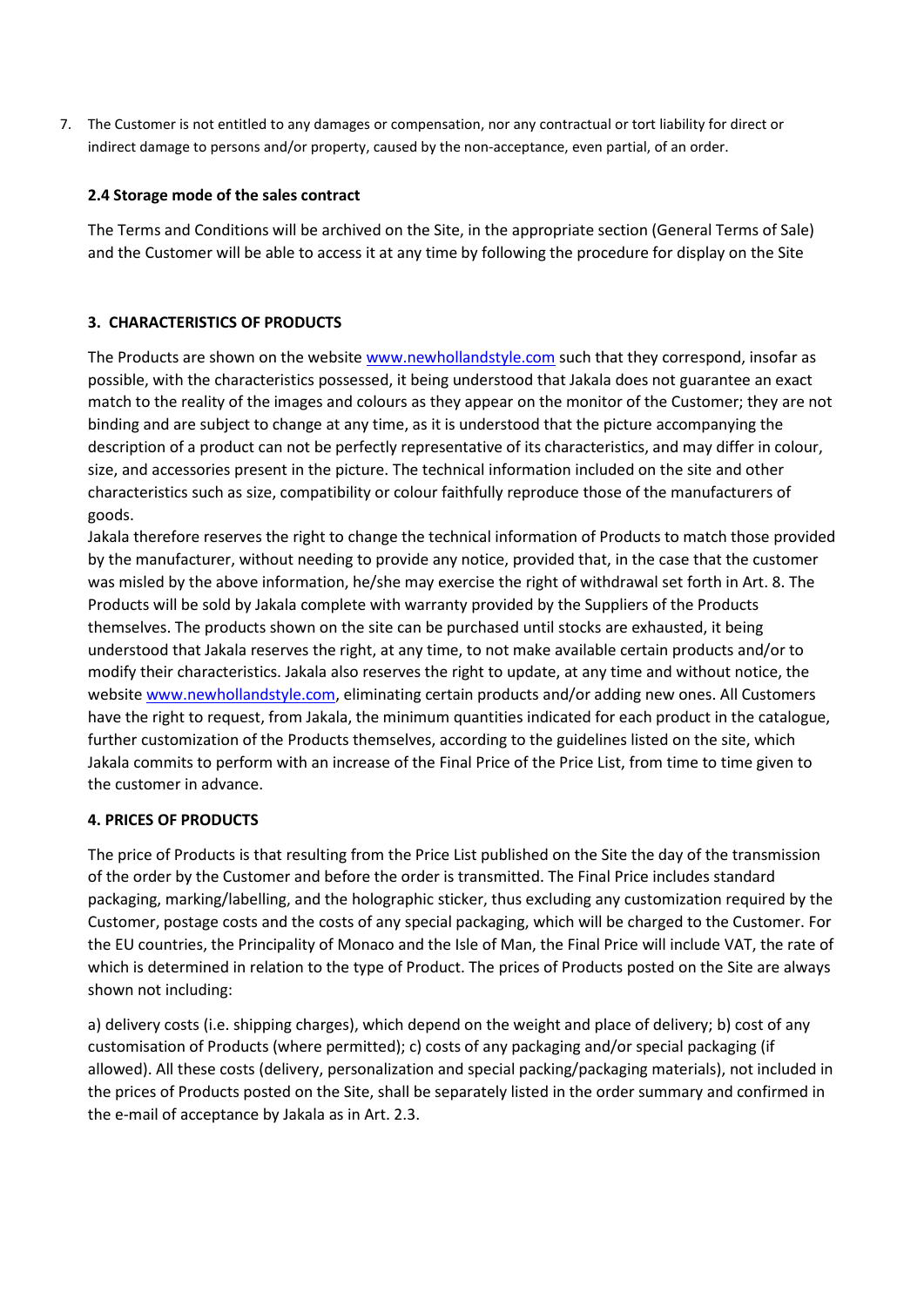7. The Customer is not entitled to any damages or compensation, nor any contractual or tort liability for direct or indirect damage to persons and/or property, caused by the non-acceptance, even partial, of an order.

### 2.4 Storage mode of the sales contract

The Terms and Conditions will be archived on the Site, in the appropriate section (General Terms of Sale) and the Customer will be able to access it at any time by following the procedure for display on the Site

## 3. CHARACTERISTICS OF PRODUCTS

The Products are shown on the website [www.newhollandstyle.com](http://www.newhollandstyle.com) such that they correspond, insofar as possible, with the characteristics possessed, it being understood that Jakala does not guarantee an exact match to the reality of the images and colours as they appear on the monitor of the Customer; they are not binding and are subject to change at any time, as it is understood that the picture accompanying the description of a product can not be perfectly representative of its characteristics, and may differ in colour, size, and accessories present in the picture. The technical information included on the site and other characteristics such as size, compatibility or colour faithfully reproduce those of the manufacturers of goods.

Jakala therefore reserves the right to change the technical information of Products to match those provided by the manufacturer, without needing to provide any notice, provided that, in the case that the customer was misled by the above information, he/she may exercise the right of withdrawal set forth in Art. 8. The Products will be sold by Jakala complete with warranty provided by the Suppliers of the Products themselves. The products shown on the site can be purchased until stocks are exhausted, it being understood that Jakala reserves the right, at any time, to not make available certain products and/or to modify their characteristics. Jakala also reserves the right to update, at any time and without notice, the website [www.newhollandstyle.com](http://www.newhollandstyle.com), eliminating certain products and/or adding new ones. All Customers have the right to request, from Jakala, the minimum quantities indicated for each product in the catalogue, further customization of the Products themselves, according to the guidelines listed on the site, which Jakala commits to perform with an increase of the Final Price of the Price List, from time to time given to the customer in advance.

## 4. PRICES OF PRODUCTS

The price of Products is that resulting from the Price List published on the Site the day of the transmission of the order by the Customer and before the order is transmitted. The Final Price includes standard packaging, marking/labelling, and the holographic sticker, thus excluding any customization required by the Customer, postage costs and the costs of any special packaging, which will be charged to the Customer. For the EU countries, the Principality of Monaco and the Isle of Man, the Final Price will include VAT, the rate of which is determined in relation to the type of Product. The prices of Products posted on the Site are always shown not including:

a) delivery costs (i.e. shipping charges), which depend on the weight and place of delivery; b) cost of any customisation of Products (where permitted); c) costs of any packaging and/or special packaging (if allowed). All these costs (delivery, personalization and special packing/packaging materials), not included in the prices of Products posted on the Site, shall be separately listed in the order summary and confirmed in the e-mail of acceptance by Jakala as in Art. 2.3.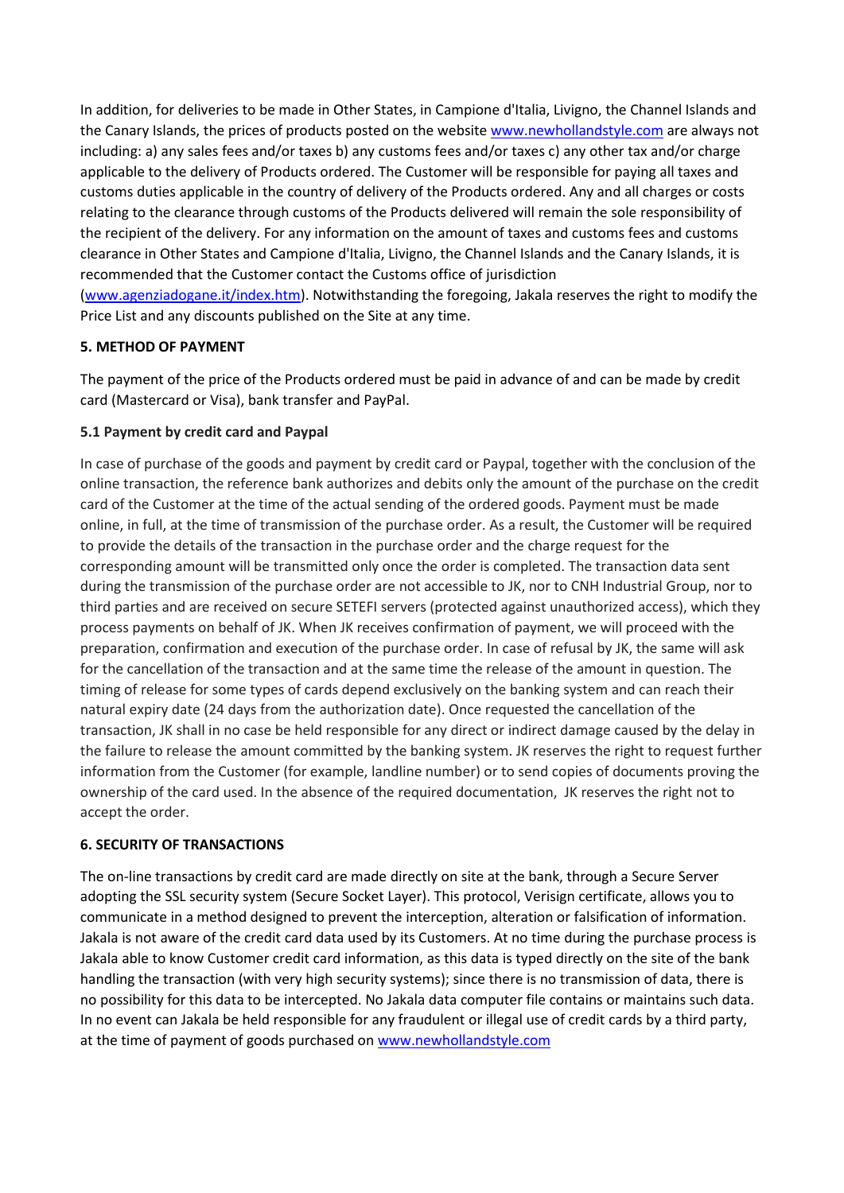In addition, for deliveries to be made in Other States, in Campione d'Italia, Livigno, the Channel Islands and the Canary Islands, the prices of products posted on the website [www.newhollandstyle.com](http://www.newhollandstyle.com) are always not including: a) any sales fees and/or taxes b) any customs fees and/or taxes c) any other tax and/or charge applicable to the delivery of Products ordered. The Customer will be responsible for paying all taxes and customs duties applicable in the country of delivery of the Products ordered. Any and all charges or costs relating to the clearance through customs of the Products delivered will remain the sole responsibility of the recipient of the delivery. For any information on the amount of taxes and customs fees and customs clearance in Other States and Campione d'Italia, Livigno, the Channel Islands and the Canary Islands, it is recommended that the Customer contact the Customs office of jurisdiction ([www.agenziadogane.it/index.htm](http://www.agenziadogane.it/index.htm)). Notwithstanding the foregoing, Jakala reserves the right to modify the Price List and any discounts published on the Site at any time.

**5. METHOD OF PAYMENT**

The payment of the price of the Products ordered must be paid in advance of and can be made by credit card (Mastercard or Visa), bank transfer and PayPal.

**5.1 Payment by credit card and Paypal**

In case of purchase of the goods and payment by credit card or Paypal, together with the conclusion of the online transaction, the reference bank authorizes and debits only the amount of the purchase on the credit card of the Customer at the time of the actual sending of the ordered goods. Payment must be made online, in full, at the time of transmission of the purchase order. As a result, the Customer will be required to provide the details of the transaction in the purchase order and the charge request for the corresponding amount will be transmitted only once the order is completed. The transaction data sent during the transmission of the purchase order are not accessible to JK, nor to CNH Industrial Group, nor to third parties and are received on secure SETEFI servers (protected against unauthorized access), which they process payments on behalf of JK. When JK receives confirmation of payment, we will proceed with the preparation, confirmation and execution of the purchase order. In case of refusal by JK, the same will ask for the cancellation of the transaction and at the same time the release of the amount in question. The timing of release for some types of cards depend exclusively on the banking system and can reach their natural expiry date (24 days from the authorization date). Once requested the cancellation of the transaction, JK shall in no case be held responsible for any direct or indirect damage caused by the delay in the failure to release the amount committed by the banking system. JK reserves the right to request further information from the Customer (for example, landline number) or to send copies of documents proving the ownership of the card used. In the absence of the required documentation, JK reserves the right not to accept the order.

**6. SECURITY OF TRANSACTIONS**

The on-line transactions by credit card are made directly on site at the bank, through a Secure Server adopting the SSL security system (Secure Socket Layer). This protocol, Verisign certificate, allows you to communicate in a method designed to prevent the interception, alteration or falsification of information. Jakala is not aware of the credit card data used by its Customers. At no time during the purchase process is Jakala able to know Customer credit card information, as this data is typed directly on the site of the bank handling the transaction (with very high security systems); since there is no transmission of data, there is no possibility for this data to be intercepted. No Jakala data computer file contains or maintains such data. In no event can Jakala be held responsible for any fraudulent or illegal use of credit cards by a third party, at the time of payment of goods purchased on [www.newhollandstyle.com](http://www.newhollandstyle.com)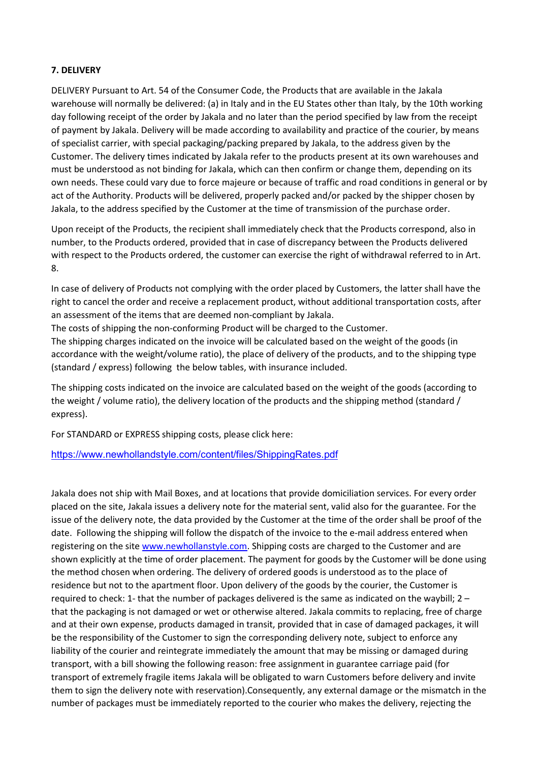**7. DELIVERY**

DELIVERY Pursuant to Art. 54 of the Consumer Code, the Products that are available in the Jakala warehouse will normally be delivered: (a) in Italy and in the EU States other than Italy, by the 10th working day following receipt of the order by Jakala and no later than the period specified by law from the receipt of payment by Jakala. Delivery will be made according to availability and practice of the courier, by means of specialist carrier, with special packaging/packing prepared by Jakala, to the address given by the Customer. The delivery times indicated by Jakala refer to the products present at its own warehouses and must be understood as not binding for Jakala, which can then confirm or change them, depending on its own needs. These could vary due to force majeure or because of traffic and road conditions in general or by act of the Authority. Products will be delivered, properly packed and/or packed by the shipper chosen by Jakala, to the address specified by the Customer at the time of transmission of the purchase order.

Upon receipt of the Products, the recipient shall immediately check that the Products correspond, also in number, to the Products ordered, provided that in case of discrepancy between the Products delivered with respect to the Products ordered, the customer can exercise the right of withdrawal referred to in Art. 8.

In case of delivery of Products not complying with the order placed by Customers, the latter shall have the right to cancel the order and receive a replacement product, without additional transportation costs, after an assessment of the items that are deemed non-compliant by Jakala.
The costs of shipping the non-conforming Product will be charged to the Customer.
The shipping charges indicated on the invoice will be calculated based on the weight of the goods (in accordance with the weight/volume ratio), the place of delivery of the products, and to the shipping type (standard / express) following the below tables, with insurance included.

The shipping costs indicated on the invoice are calculated based on the weight of the goods (according to the weight / volume ratio), the delivery location of the products and the shipping method (standard / express).

For STANDARD or EXPRESS shipping costs, please click here:

https://www.newhollandstyle.com/content/files/ShippingRates.pdf

Jakala does not ship with Mail Boxes, and at locations that provide domiciliation services. For every order placed on the site, Jakala issues a delivery note for the material sent, valid also for the guarantee. For the issue of the delivery note, the data provided by the Customer at the time of the order shall be proof of the date. Following the shipping will follow the dispatch of the invoice to the e-mail address entered when registering on the site www.newhollanstyle.com. Shipping costs are charged to the Customer and are shown explicitly at the time of order placement. The payment for goods by the Customer will be done using the method chosen when ordering. The delivery of ordered goods is understood as to the place of residence but not to the apartment floor. Upon delivery of the goods by the courier, the Customer is required to check: 1- that the number of packages delivered is the same as indicated on the waybill; 2 – that the packaging is not damaged or wet or otherwise altered. Jakala commits to replacing, free of charge and at their own expense, products damaged in transit, provided that in case of damaged packages, it will be the responsibility of the Customer to sign the corresponding delivery note, subject to enforce any liability of the courier and reintegrate immediately the amount that may be missing or damaged during transport, with a bill showing the following reason: free assignment in guarantee carriage paid (for transport of extremely fragile items Jakala will be obligated to warn Customers before delivery and invite them to sign the delivery note with reservation).Consequently, any external damage or the mismatch in the number of packages must be immediately reported to the courier who makes the delivery, rejecting the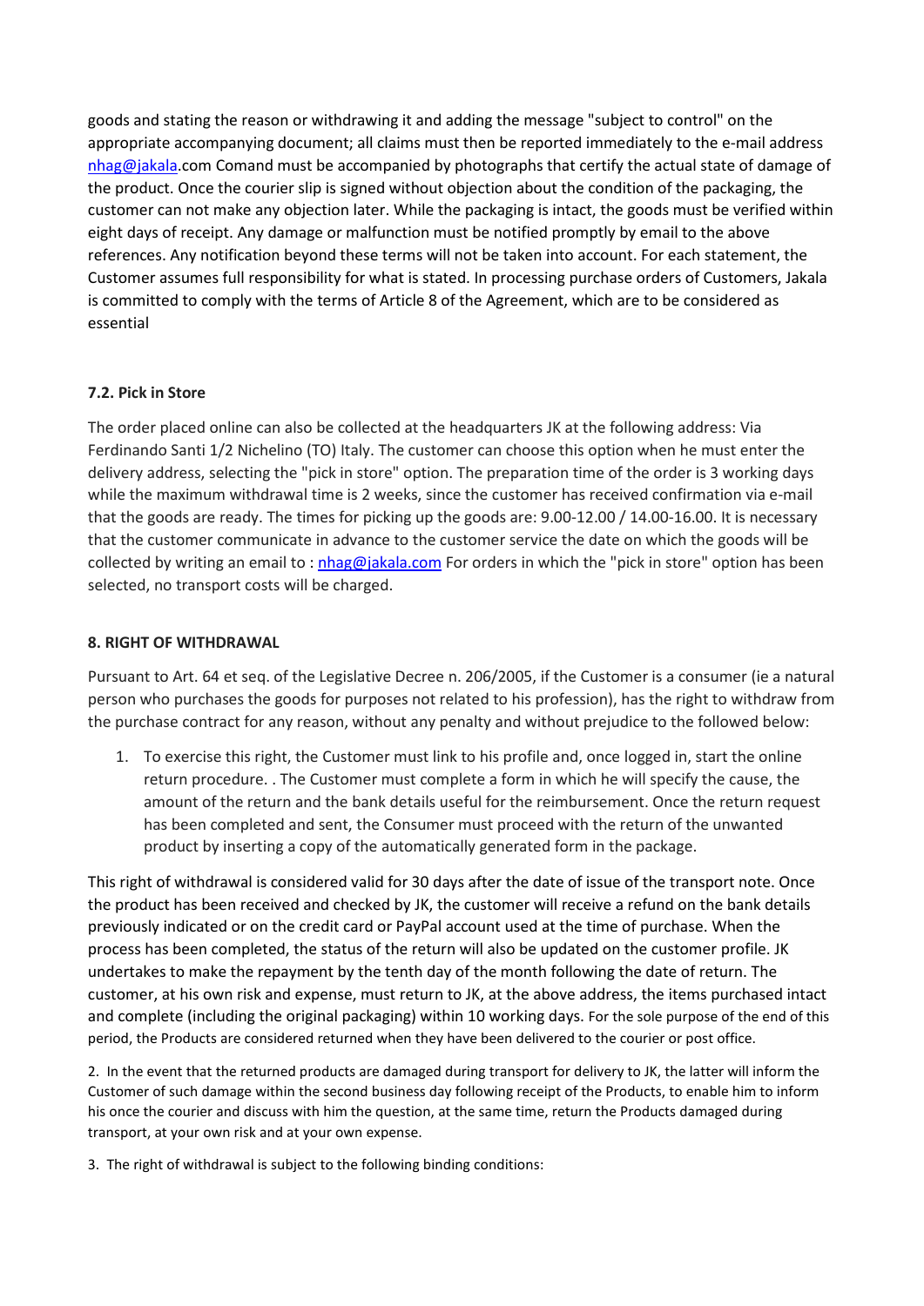goods and stating the reason or withdrawing it and adding the message "subject to control" on the appropriate accompanying document; all claims must then be reported immediately to the e-mail address nhag@jakala.com Comand must be accompanied by photographs that certify the actual state of damage of the product. Once the courier slip is signed without objection about the condition of the packaging, the customer can not make any objection later. While the packaging is intact, the goods must be verified within eight days of receipt. Any damage or malfunction must be notified promptly by email to the above references. Any notification beyond these terms will not be taken into account. For each statement, the Customer assumes full responsibility for what is stated. In processing purchase orders of Customers, Jakala is committed to comply with the terms of Article 8 of the Agreement, which are to be considered as essential

**7.2. Pick in Store**

The order placed online can also be collected at the headquarters JK at the following address: Via Ferdinando Santi 1/2 Nichelino (TO) Italy. The customer can choose this option when he must enter the delivery address, selecting the "pick in store" option. The preparation time of the order is 3 working days while the maximum withdrawal time is 2 weeks, since the customer has received confirmation via e-mail that the goods are ready. The times for picking up the goods are: 9.00-12.00 / 14.00-16.00. It is necessary that the customer communicate in advance to the customer service the date on which the goods will be collected by writing an email to : nhag@jakala.com For orders in which the "pick in store" option has been selected, no transport costs will be charged.

**8. RIGHT OF WITHDRAWAL**

Pursuant to Art. 64 et seq. of the Legislative Decree n. 206/2005, if the Customer is a consumer (ie a natural person who purchases the goods for purposes not related to his profession), has the right to withdraw from the purchase contract for any reason, without any penalty and without prejudice to the followed below:

1. To exercise this right, the Customer must link to his profile and, once logged in, start the online return procedure. . The Customer must complete a form in which he will specify the cause, the amount of the return and the bank details useful for the reimbursement. Once the return request has been completed and sent, the Consumer must proceed with the return of the unwanted product by inserting a copy of the automatically generated form in the package.

This right of withdrawal is considered valid for 30 days after the date of issue of the transport note. Once the product has been received and checked by JK, the customer will receive a refund on the bank details previously indicated or on the credit card or PayPal account used at the time of purchase. When the process has been completed, the status of the return will also be updated on the customer profile. JK undertakes to make the repayment by the tenth day of the month following the date of return. The customer, at his own risk and expense, must return to JK, at the above address, the items purchased intact and complete (including the original packaging) within 10 working days. For the sole purpose of the end of this period, the Products are considered returned when they have been delivered to the courier or post office.

2. In the event that the returned products are damaged during transport for delivery to JK, the latter will inform the Customer of such damage within the second business day following receipt of the Products, to enable him to inform his once the courier and discuss with him the question, at the same time, return the Products damaged during transport, at your own risk and at your own expense.

3. The right of withdrawal is subject to the following binding conditions: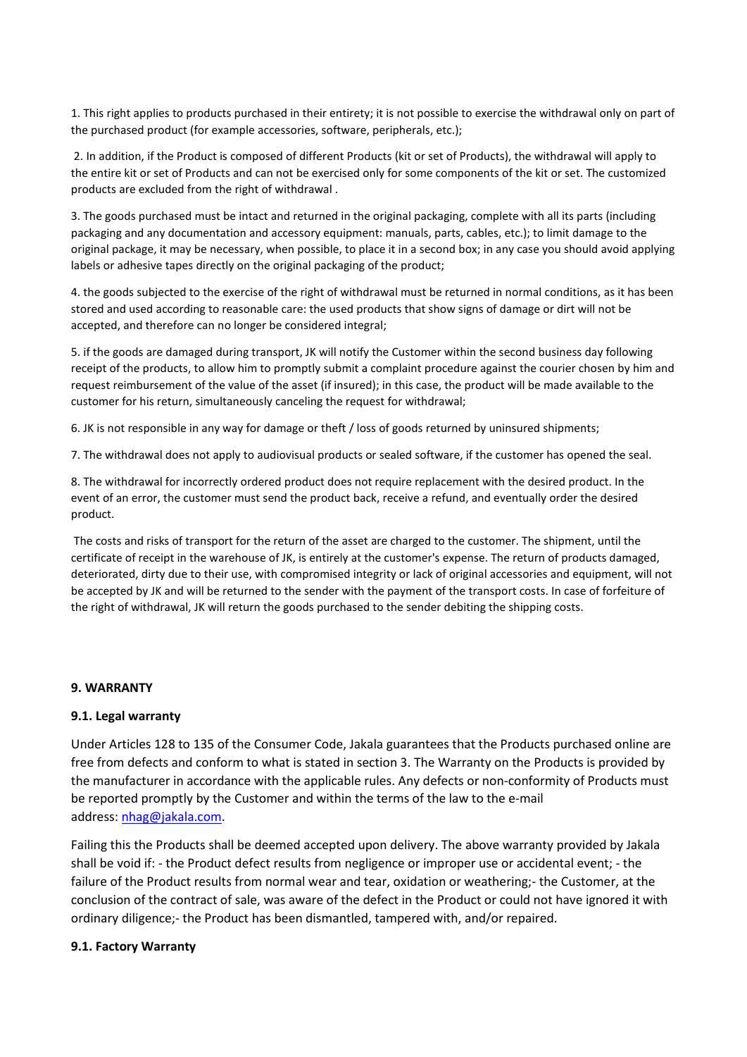1. This right applies to products purchased in their entirety; it is not possible to exercise the withdrawal only on part of the purchased product (for example accessories, software, peripherals, etc.);

2. In addition, if the Product is composed of different Products (kit or set of Products), the withdrawal will apply to the entire kit or set of Products and can not be exercised only for some components of the kit or set. The customized products are excluded from the right of withdrawal .

3. The goods purchased must be intact and returned in the original packaging, complete with all its parts (including packaging and any documentation and accessory equipment: manuals, parts, cables, etc.); to limit damage to the original package, it may be necessary, when possible, to place it in a second box; in any case you should avoid applying labels or adhesive tapes directly on the original packaging of the product;

4. the goods subjected to the exercise of the right of withdrawal must be returned in normal conditions, as it has been stored and used according to reasonable care: the used products that show signs of damage or dirt will not be accepted, and therefore can no longer be considered integral;

5. if the goods are damaged during transport, JK will notify the Customer within the second business day following receipt of the products, to allow him to promptly submit a complaint procedure against the courier chosen by him and request reimbursement of the value of the asset (if insured); in this case, the product will be made available to the customer for his return, simultaneously canceling the request for withdrawal;

6. JK is not responsible in any way for damage or theft / loss of goods returned by uninsured shipments;

7. The withdrawal does not apply to audiovisual products or sealed software, if the customer has opened the seal.

8. The withdrawal for incorrectly ordered product does not require replacement with the desired product. In the event of an error, the customer must send the product back, receive a refund, and eventually order the desired product.

The costs and risks of transport for the return of the asset are charged to the customer. The shipment, until the certificate of receipt in the warehouse of JK, is entirely at the customer's expense. The return of products damaged, deteriorated, dirty due to their use, with compromised integrity or lack of original accessories and equipment, will not be accepted by JK and will be returned to the sender with the payment of the transport costs. In case of forfeiture of the right of withdrawal, JK will return the goods purchased to the sender debiting the shipping costs.

## 9. WARRANTY

### 9.1. Legal warranty

Under Articles 128 to 135 of the Consumer Code, Jakala guarantees that the Products purchased online are free from defects and conform to what is stated in section 3. The Warranty on the Products is provided by the manufacturer in accordance with the applicable rules. Any defects or non-conformity of Products must be reported promptly by the Customer and within the terms of the law to the e-mail address: nhag@jakala.com.

Failing this the Products shall be deemed accepted upon delivery. The above warranty provided by Jakala shall be void if: - the Product defect results from negligence or improper use or accidental event; - the failure of the Product results from normal wear and tear, oxidation or weathering;- the Customer, at the conclusion of the contract of sale, was aware of the defect in the Product or could not have ignored it with ordinary diligence;- the Product has been dismantled, tampered with, and/or repaired.

### 9.1. Factory Warranty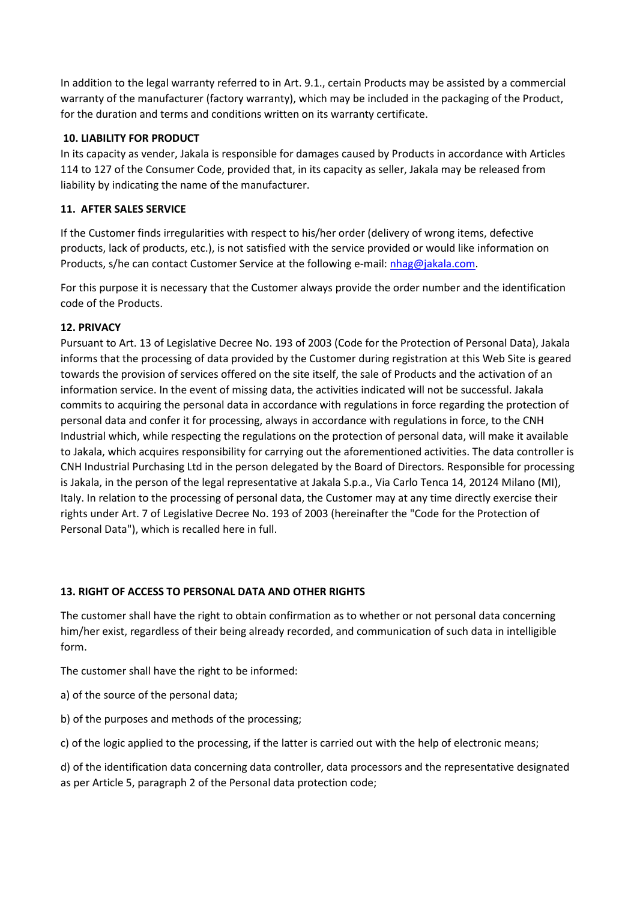In addition to the legal warranty referred to in Art. 9.1., certain Products may be assisted by a commercial warranty of the manufacturer (factory warranty), which may be included in the packaging of the Product, for the duration and terms and conditions written on its warranty certificate.

**10. LIABILITY FOR PRODUCT**

In its capacity as vender, Jakala is responsible for damages caused by Products in accordance with Articles 114 to 127 of the Consumer Code, provided that, in its capacity as seller, Jakala may be released from liability by indicating the name of the manufacturer.

**11. AFTER SALES SERVICE**

If the Customer finds irregularities with respect to his/her order (delivery of wrong items, defective products, lack of products, etc.), is not satisfied with the service provided or would like information on Products, s/he can contact Customer Service at the following e-mail: nhag@jakala.com.

For this purpose it is necessary that the Customer always provide the order number and the identification code of the Products.

**12. PRIVACY**

Pursuant to Art. 13 of Legislative Decree No. 193 of 2003 (Code for the Protection of Personal Data), Jakala informs that the processing of data provided by the Customer during registration at this Web Site is geared towards the provision of services offered on the site itself, the sale of Products and the activation of an information service. In the event of missing data, the activities indicated will not be successful. Jakala commits to acquiring the personal data in accordance with regulations in force regarding the protection of personal data and confer it for processing, always in accordance with regulations in force, to the CNH Industrial which, while respecting the regulations on the protection of personal data, will make it available to Jakala, which acquires responsibility for carrying out the aforementioned activities. The data controller is CNH Industrial Purchasing Ltd in the person delegated by the Board of Directors. Responsible for processing is Jakala, in the person of the legal representative at Jakala S.p.a., Via Carlo Tenca 14, 20124 Milano (MI), Italy. In relation to the processing of personal data, the Customer may at any time directly exercise their rights under Art. 7 of Legislative Decree No. 193 of 2003 (hereinafter the "Code for the Protection of Personal Data"), which is recalled here in full.

**13. RIGHT OF ACCESS TO PERSONAL DATA AND OTHER RIGHTS**

The customer shall have the right to obtain confirmation as to whether or not personal data concerning him/her exist, regardless of their being already recorded, and communication of such data in intelligible form.

The customer shall have the right to be informed:

a) of the source of the personal data;

b) of the purposes and methods of the processing;

c) of the logic applied to the processing, if the latter is carried out with the help of electronic means;

d) of the identification data concerning data controller, data processors and the representative designated as per Article 5, paragraph 2 of the Personal data protection code;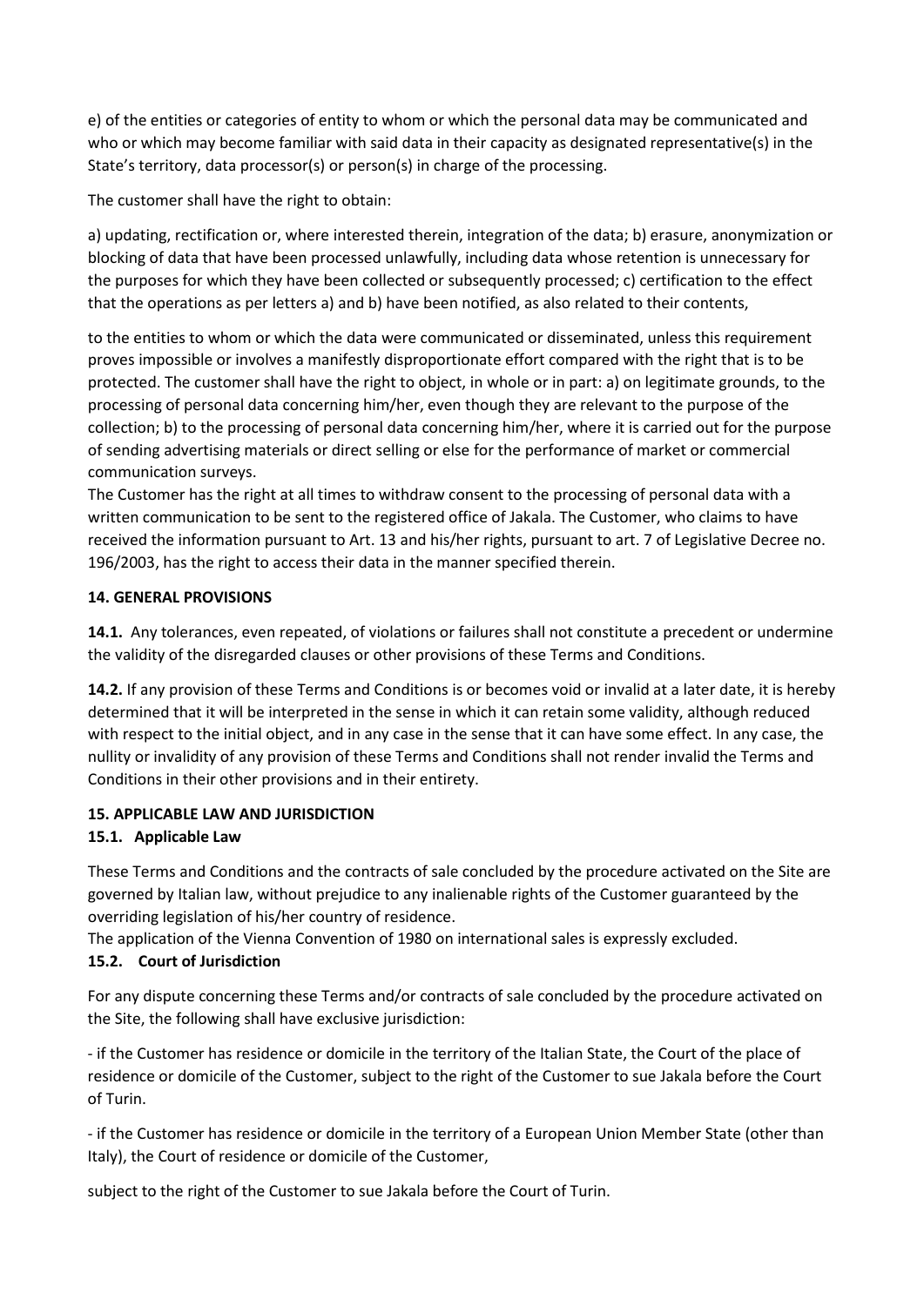e) of the entities or categories of entity to whom or which the personal data may be communicated and who or which may become familiar with said data in their capacity as designated representative(s) in the State's territory, data processor(s) or person(s) in charge of the processing.

The customer shall have the right to obtain:

a) updating, rectification or, where interested therein, integration of the data; b) erasure, anonymization or blocking of data that have been processed unlawfully, including data whose retention is unnecessary for the purposes for which they have been collected or subsequently processed; c) certification to the effect that the operations as per letters a) and b) have been notified, as also related to their contents,

to the entities to whom or which the data were communicated or disseminated, unless this requirement proves impossible or involves a manifestly disproportionate effort compared with the right that is to be protected. The customer shall have the right to object, in whole or in part: a) on legitimate grounds, to the processing of personal data concerning him/her, even though they are relevant to the purpose of the collection; b) to the processing of personal data concerning him/her, where it is carried out for the purpose of sending advertising materials or direct selling or else for the performance of market or commercial communication surveys.
The Customer has the right at all times to withdraw consent to the processing of personal data with a written communication to be sent to the registered office of Jakala. The Customer, who claims to have received the information pursuant to Art. 13 and his/her rights, pursuant to art. 7 of Legislative Decree no. 196/2003, has the right to access their data in the manner specified therein.

### 14. GENERAL PROVISIONS

**14.1.** Any tolerances, even repeated, of violations or failures shall not constitute a precedent or undermine the validity of the disregarded clauses or other provisions of these Terms and Conditions.

**14.2.** If any provision of these Terms and Conditions is or becomes void or invalid at a later date, it is hereby determined that it will be interpreted in the sense in which it can retain some validity, although reduced with respect to the initial object, and in any case in the sense that it can have some effect. In any case, the nullity or invalidity of any provision of these Terms and Conditions shall not render invalid the Terms and Conditions in their other provisions and in their entirety.

### 15. APPLICABLE LAW AND JURISDICTION

#### 15.1. Applicable Law

These Terms and Conditions and the contracts of sale concluded by the procedure activated on the Site are governed by Italian law, without prejudice to any inalienable rights of the Customer guaranteed by the overriding legislation of his/her country of residence.
The application of the Vienna Convention of 1980 on international sales is expressly excluded.

#### 15.2. Court of Jurisdiction

For any dispute concerning these Terms and/or contracts of sale concluded by the procedure activated on the Site, the following shall have exclusive jurisdiction:

- if the Customer has residence or domicile in the territory of the Italian State, the Court of the place of residence or domicile of the Customer, subject to the right of the Customer to sue Jakala before the Court of Turin.

- if the Customer has residence or domicile in the territory of a European Union Member State (other than Italy), the Court of residence or domicile of the Customer,

subject to the right of the Customer to sue Jakala before the Court of Turin.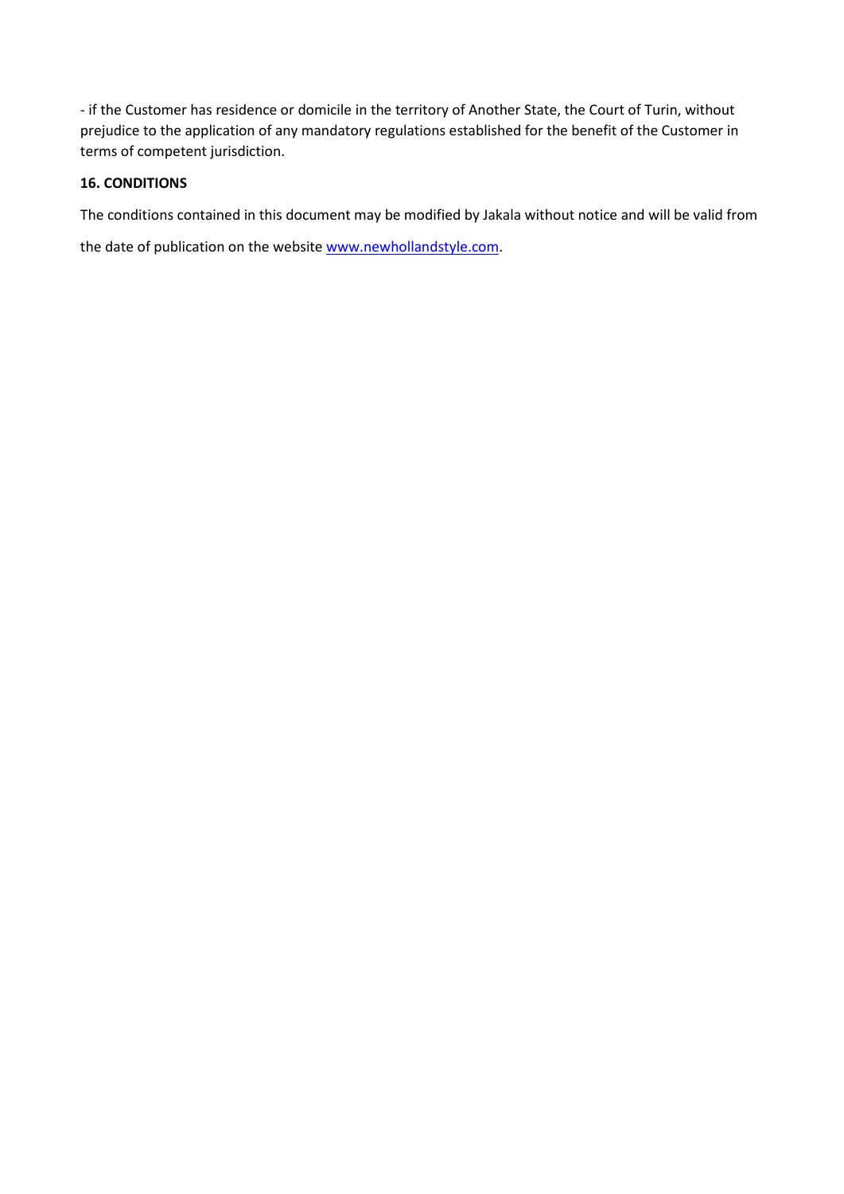- if the Customer has residence or domicile in the territory of Another State, the Court of Turin, without prejudice to the application of any mandatory regulations established for the benefit of the Customer in terms of competent jurisdiction.

**16. CONDITIONS**

The conditions contained in this document may be modified by Jakala without notice and will be valid from the date of publication on the website [www.newhollandstyle.com](www.newhollandstyle.com).